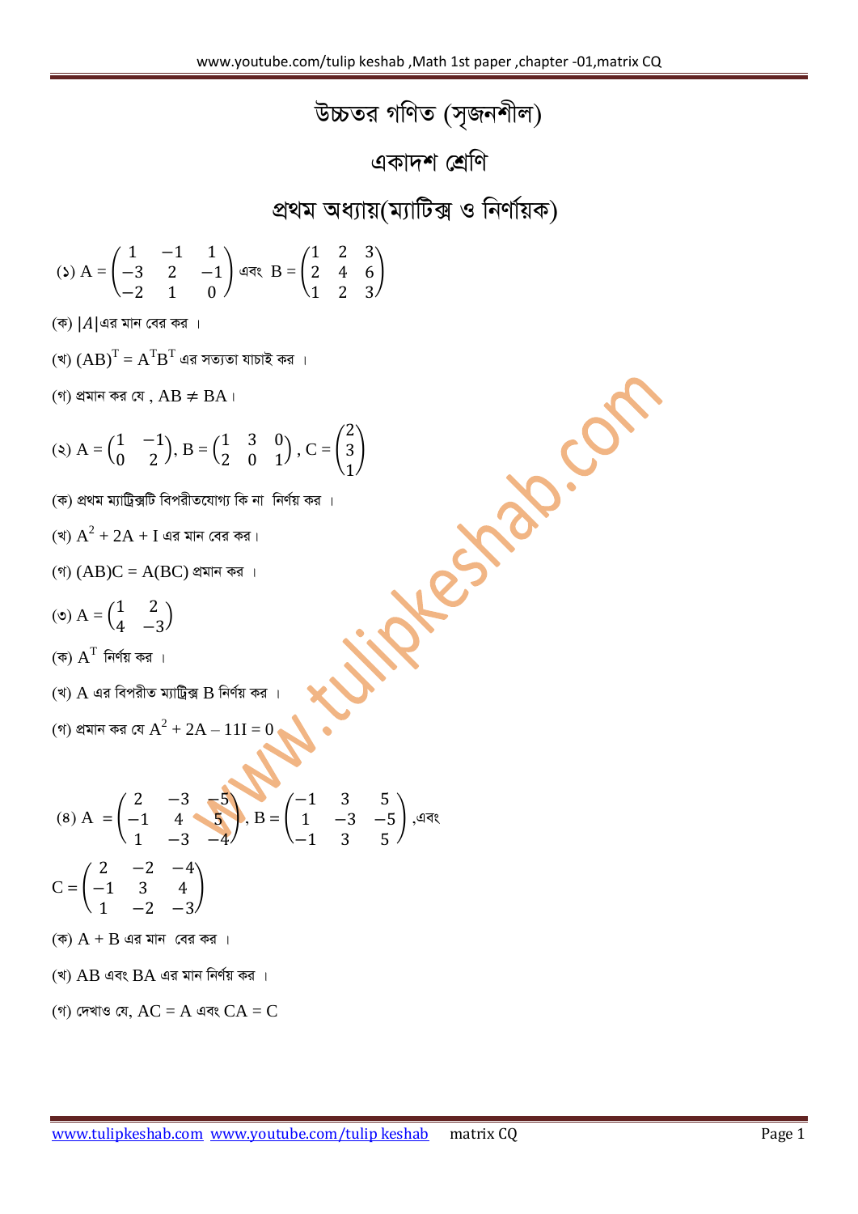# উচ্চতর গণিত (সৃজনশীল)

## একাদশ শ্রেণি

## প্রথম অধ্যায়(ম্যাটিক্স ও নির্ণায়ক)

(১) $A = \begin{pmatrix} 1 & -1 & 1 \\ -3 & 2 & -1 \\ -2 & 1 & 0 \end{pmatrix}$ এবং $B = \begin{pmatrix} 1 & 2 & 3 \\ 2 & 4 & 6 \\ 1 & 2 & 3 \end{pmatrix}$

(ক) $|A|$এর মান বের কর ।

(খ) $(AB)^T = A^T B^T$ এর সত্যতা যাচাই কর ।

(গ) প্রমান কর যে , $AB \neq BA$।

(২) $A = \begin{pmatrix} 1 & -1 \\ 0 & 2 \end{pmatrix}$, $B = \begin{pmatrix} 1 & 3 & 0 \\ 2 & 0 & 1 \end{pmatrix}$ , $C = \begin{pmatrix} 2 \\ 3 \\ 1 \end{pmatrix}$

(ক) প্রথম ম্যাট্রিক্সটি বিপরীতযোগ্য কি না নির্ণয় কর ।

(খ) $A^2 + 2A + I$ এর মান বের কর।

(গ) $(AB)C = A(BC)$ প্রমান কর ।

(৩) $A = \begin{pmatrix} 1 & 2 \\ 4 & -3 \end{pmatrix}$

(ক) $A^T$ নির্ণয় কর ।

(খ) A এর বিপরীত ম্যাট্রিক্স B নির্ণয় কর ।

(গ) প্রমান কর যে $A^2 + 2A - 11I = 0$

(৪) $A = \begin{pmatrix} 2 & -3 & -5 \\ -1 & 4 & 5 \\ 1 & -3 & -4 \end{pmatrix}$, $B = \begin{pmatrix} -1 & 3 & 5 \\ 1 & -3 & -5 \\ -1 & 3 & 5 \end{pmatrix}$ ,এবং

$C = \begin{pmatrix} 2 & -2 & -4 \\ -1 & 3 & 4 \\ 1 & -2 & -3 \end{pmatrix}$

(ক) $A + B$ এর মান বের কর ।

(খ) $AB$ এবং $BA$ এর মান নির্ণয় কর ।

(গ) দেখাও যে, $AC = A$ এবং $CA = C$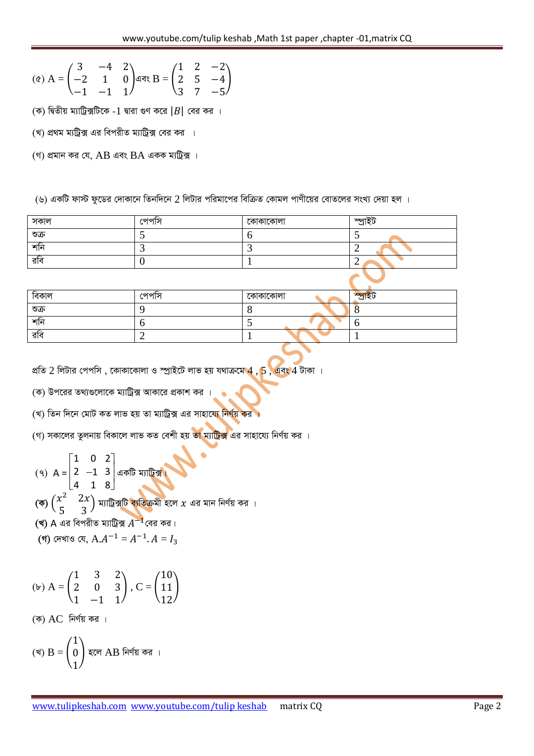(৫) $A = \begin{pmatrix} 3 & -4 & 2 \\ -2 & 1 & 0 \\ -1 & -1 & 1 \end{pmatrix}$ এবং $B = \begin{pmatrix} 1 & 2 & -2 \\ 2 & 5 & -4 \\ 3 & 7 & -5 \end{pmatrix}$

(ক) দ্বিতীয় ম্যাট্রিক্সটিকে -1 দ্বারা গুণ করে $|B|$ বের কর ।

(খ) প্রথম ম্যাট্রিক্স এর বিপরীত ম্যাট্রিক্স বের কর ।

(গ) প্রমান কর যে, AB এবং BA একক ম্যাট্রিক্স ।

(৬) একটি ফাস্ট ফুডের দোকানে তিনদিনে 2 লিটার পরিমাপের বিক্রিত কোমল পাণীয়ের বোতলের সংখ্য দেয়া হল ।

| সকাল | পেপসি | কোকাকোলা | স্প্রাইট |
|---|---|---|---|
| শুক্র | 5 | 6 | 5 |
| শনি | 3 | 3 | 2 |
| রবি | 0 | 1 | 2 |

| বিকাল | পেপসি | কোকাকোলা | স্প্রাইট |
|---|---|---|---|
| শুক্র | 9 | 8 | 8 |
| শনি | 6 | 5 | 6 |
| রবি | 2 | 1 | 1 |

প্রতি 2 লিটার পেপসি , কোকাকোলা ও স্প্রাইটে লাভ হয় যথাক্রমে 4 , 5 , এবং 4 টাকা ।

(ক) উপরের তথ্যগুলোকে ম্যাট্রিক্স আকারে প্রকাশ কর ।

(খ) তিন দিনে মোট কত লাভ হয় তা ম্যাট্রিক্স এর সাহায্যে নির্ণয় কর ।

(গ) সকালের তুলনায় বিকালে লাভ কত বেশী হয় তা ম্যাট্রিক্স এর সাহায্যে নির্ণয় কর ।

(৭) $A = \begin{bmatrix} 1 & 0 & 2 \\ 2 & -1 & 3 \\ 4 & 1 & 8 \end{bmatrix}$ একটি ম্যাট্রিক্স ।

**(ক)** $\begin{pmatrix} x^2 & 2x \\ 5 & 3 \end{pmatrix}$ ম্যাট্রিক্সটি ব্যতিক্রমী হলে $x$ এর মান নির্ণয় কর ।

**(খ)** A এর বিপরীত ম্যাট্রিক্স $A^{-1}$ বের কর।

**(গ)** দেখাও যে, $A.A^{-1} = A^{-1}.A = I_3$

(৮) $A = \begin{pmatrix} 1 & 3 & 2 \\ 2 & 0 & 3 \\ 1 & -1 & 1 \end{pmatrix}$ , $C = \begin{pmatrix} 10 \\ 11 \\ 12 \end{pmatrix}$

(ক) AC নির্ণয় কর ।

(খ) $B = \begin{pmatrix} 1 \\ 0 \\ 1 \end{pmatrix}$ হলে AB নির্ণয় কর ।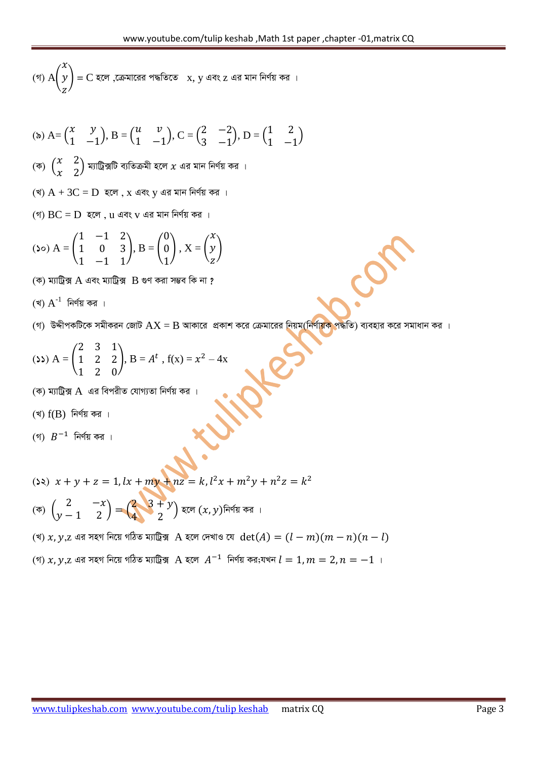(গ) $A\begin{pmatrix} x \\ y \\ z \end{pmatrix} = C$ হলে ,ক্রেমারের পদ্ধতিতে x, y এবং z এর মান নির্ণয় কর ।

(৯) $A = \begin{pmatrix} x & y \\ 1 & -1 \end{pmatrix}$, $B = \begin{pmatrix} u & v \\ 1 & -1 \end{pmatrix}$, $C = \begin{pmatrix} 2 & -2 \\ 3 & -1 \end{pmatrix}$, $D = \begin{pmatrix} 1 & 2 \\ 1 & -1 \end{pmatrix}$

(ক) $\begin{pmatrix} x & 2 \\ x & 2 \end{pmatrix}$ ম্যাট্রিক্সটি ব্যতিক্রমী হলে $x$ এর মান নির্ণয় কর ।

(খ) A + 3C = D হলে , x এবং y এর মান নির্ণয় কর ।

(গ) BC = D হলে , u এবং v এর মান নির্ণয় কর ।

(১০) $A = \begin{pmatrix} 1 & -1 & 2 \\ 1 & 0 & 3 \\ 1 & -1 & 1 \end{pmatrix}$, $B = \begin{pmatrix} 0 \\ 0 \\ 1 \end{pmatrix}$, $X = \begin{pmatrix} x \\ y \\ z \end{pmatrix}$

(ক) ম্যাট্রিক্স A এবং ম্যাট্রিক্স B গুণ করা সম্ভব কি না ?

(খ) $A^{-1}$ নির্ণয় কর ।

(গ) উদ্দীপকটিকে সমীকরন জোট AX = B আকারে প্রকাশ করে ক্রেমারের নিয়ম(নির্ণায়ক পদ্ধতি) ব্যবহার করে সমাধান কর ।

(১১) $A = \begin{pmatrix} 2 & 3 & 1 \\ 1 & 2 & 2 \\ 1 & 2 & 0 \end{pmatrix}$, $B = A^t$ , $f(x) = x^2 - 4x$

(ক) ম্যাট্রিক্স A এর বিপরীত যোগ্যতা নির্ণয় কর ।

(খ) f(B) নির্ণয় কর ।

(গ) $B^{-1}$ নির্ণয় কর ।

(১২) $x + y + z = 1, lx + my + nz = k, l^2x + m^2y + n^2z = k^2$

(ক) $\begin{pmatrix} 2 & -x \\ y-1 & 2 \end{pmatrix} = \begin{pmatrix} 2 & 3+y \\ 4 & 2 \end{pmatrix}$ হলে $(x, y)$নির্ণয় কর ।

(খ) $x, y$,z এর সহগ নিয়ে গঠিত ম্যাট্রিক্স A হলে দেখাও যে $\det(A) = (l-m)(m-n)(n-l)$

(গ) $x, y$,z এর সহগ নিয়ে গঠিত ম্যাট্রিক্স A হলে $A^{-1}$ নির্ণয় কর;যখন $l = 1, m = 2, n = -1$ ।